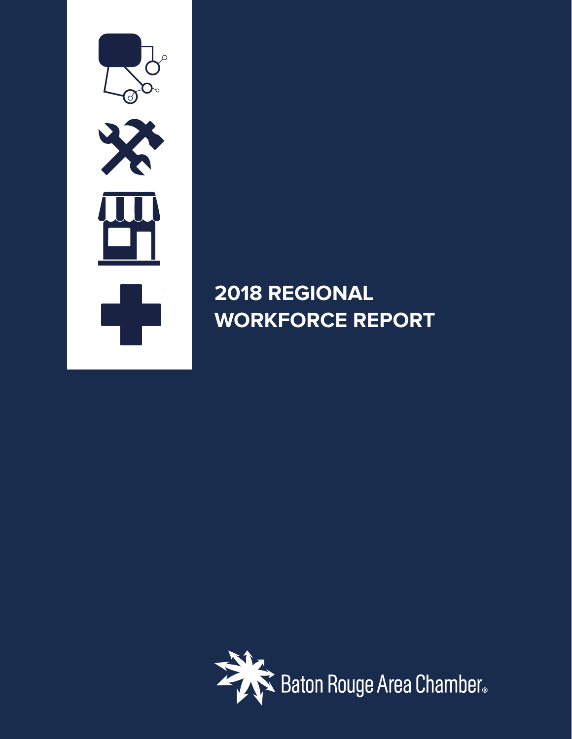# 2018 REGIONAL WORKFORCE REPORT

Baton Rouge Area Chamber®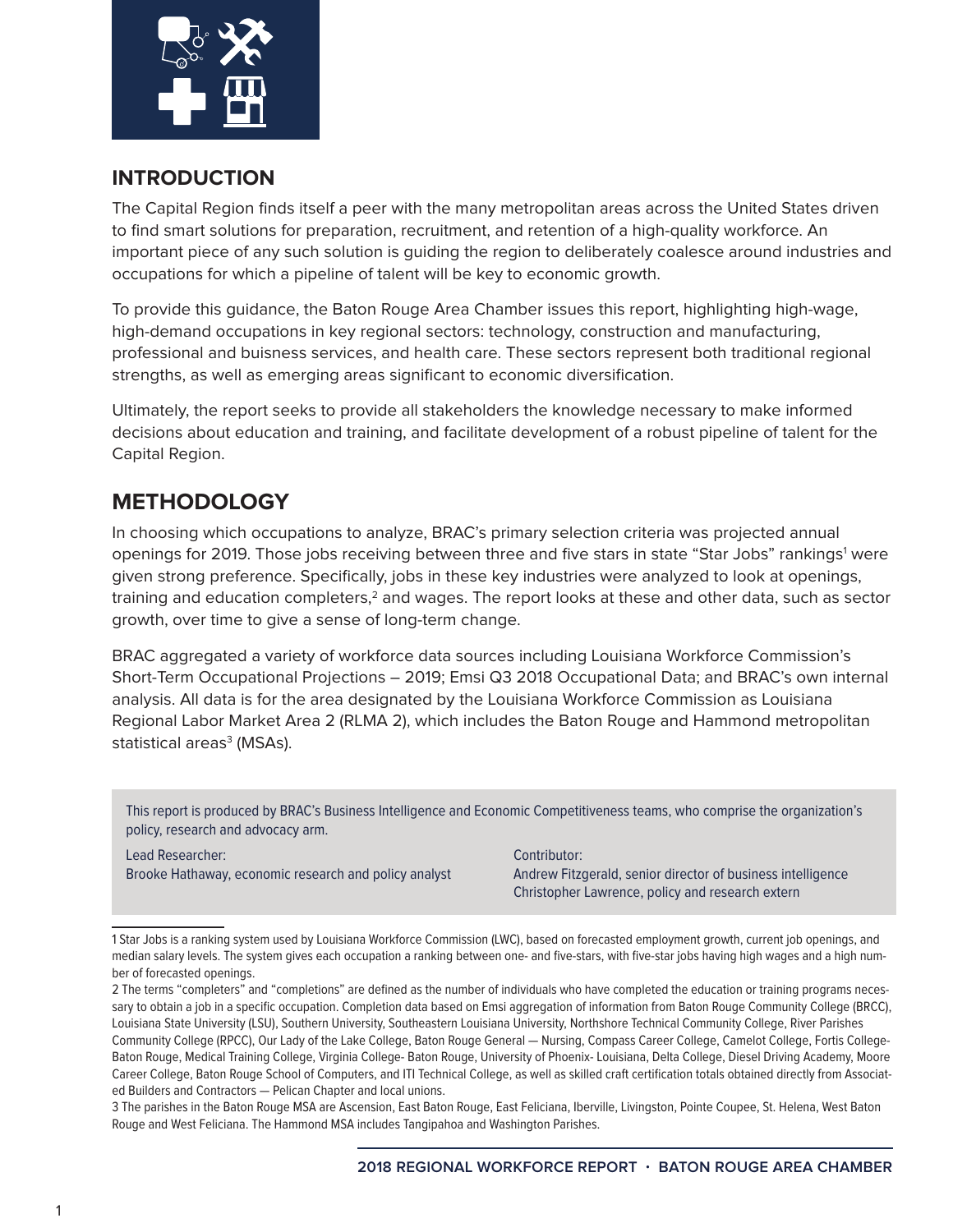## INTRODUCTION

The Capital Region finds itself a peer with the many metropolitan areas across the United States driven to find smart solutions for preparation, recruitment, and retention of a high-quality workforce. An important piece of any such solution is guiding the region to deliberately coalesce around industries and occupations for which a pipeline of talent will be key to economic growth.

To provide this guidance, the Baton Rouge Area Chamber issues this report, highlighting high-wage, high-demand occupations in key regional sectors: technology, construction and manufacturing, professional and buisness services, and health care. These sectors represent both traditional regional strengths, as well as emerging areas significant to economic diversification.

Ultimately, the report seeks to provide all stakeholders the knowledge necessary to make informed decisions about education and training, and facilitate development of a robust pipeline of talent for the Capital Region.

## METHODOLOGY

In choosing which occupations to analyze, BRAC's primary selection criteria was projected annual openings for 2019. Those jobs receiving between three and five stars in state "Star Jobs" rankings[1] were given strong preference. Specifically, jobs in these key industries were analyzed to look at openings, training and education completers,[2] and wages. The report looks at these and other data, such as sector growth, over time to give a sense of long-term change.

BRAC aggregated a variety of workforce data sources including Louisiana Workforce Commission's Short-Term Occupational Projections – 2019; Emsi Q3 2018 Occupational Data; and BRAC's own internal analysis. All data is for the area designated by the Louisiana Workforce Commission as Louisiana Regional Labor Market Area 2 (RLMA 2), which includes the Baton Rouge and Hammond metropolitan statistical areas[3] (MSAs).

This report is produced by BRAC's Business Intelligence and Economic Competitiveness teams, who comprise the organization's policy, research and advocacy arm.

Lead Researcher:
Brooke Hathaway, economic research and policy analyst

Contributor:
Andrew Fitzgerald, senior director of business intelligence
Christopher Lawrence, policy and research extern

---

1 Star Jobs is a ranking system used by Louisiana Workforce Commission (LWC), based on forecasted employment growth, current job openings, and median salary levels. The system gives each occupation a ranking between one- and five-stars, with five-star jobs having high wages and a high number of forecasted openings.

2 The terms "completers" and "completions" are defined as the number of individuals who have completed the education or training programs necessary to obtain a job in a specific occupation. Completion data based on Emsi aggregation of information from Baton Rouge Community College (BRCC), Louisiana State University (LSU), Southern University, Southeastern Louisiana University, Northshore Technical Community College, River Parishes Community College (RPCC), Our Lady of the Lake College, Baton Rouge General — Nursing, Compass Career College, Camelot College, Fortis College-Baton Rouge, Medical Training College, Virginia College- Baton Rouge, University of Phoenix- Louisiana, Delta College, Diesel Driving Academy, Moore Career College, Baton Rouge School of Computers, and ITI Technical College, as well as skilled craft certification totals obtained directly from Associated Builders and Contractors — Pelican Chapter and local unions.

3 The parishes in the Baton Rouge MSA are Ascension, East Baton Rouge, East Feliciana, Iberville, Livingston, Pointe Coupee, St. Helena, West Baton Rouge and West Feliciana. The Hammond MSA includes Tangipahoa and Washington Parishes.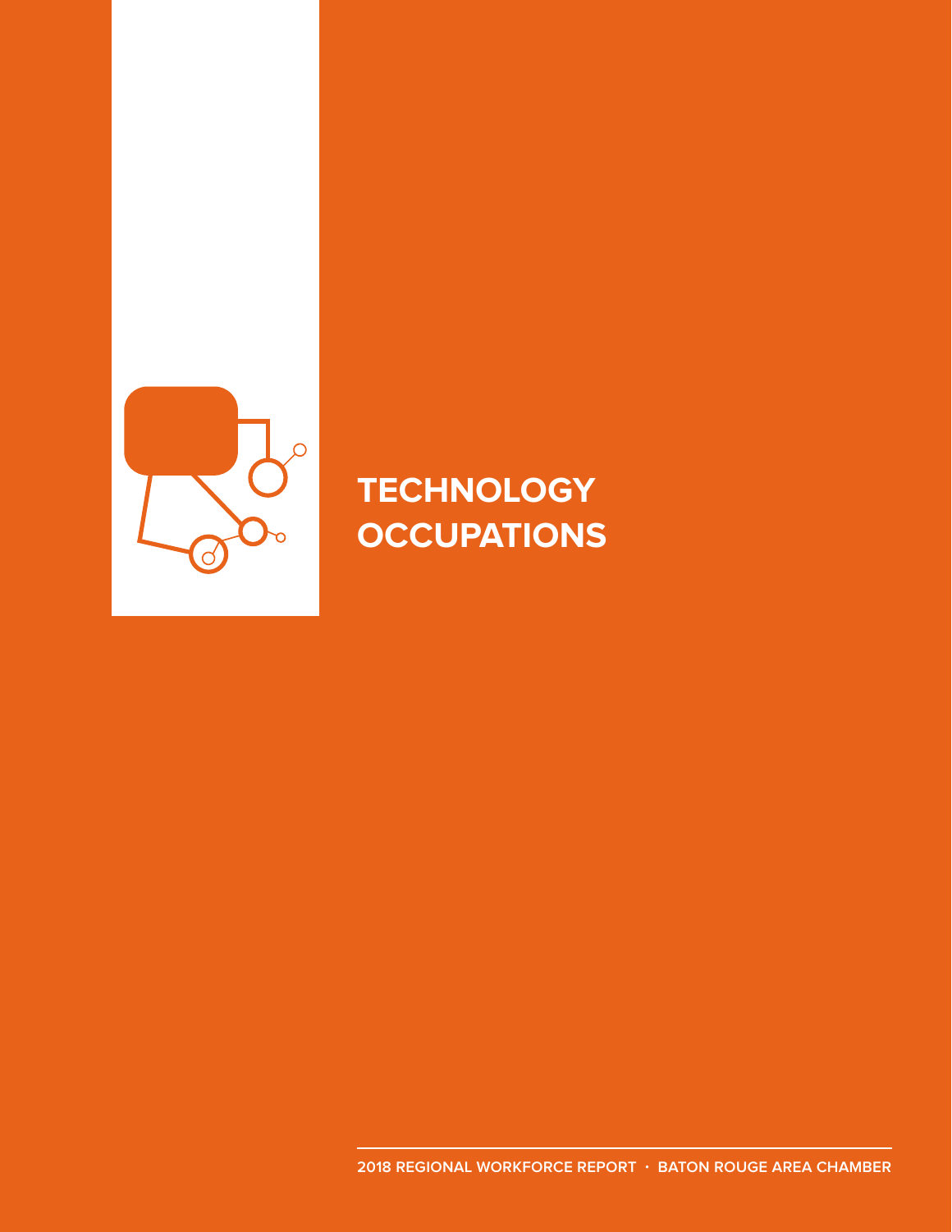# TECHNOLOGY OCCUPATIONS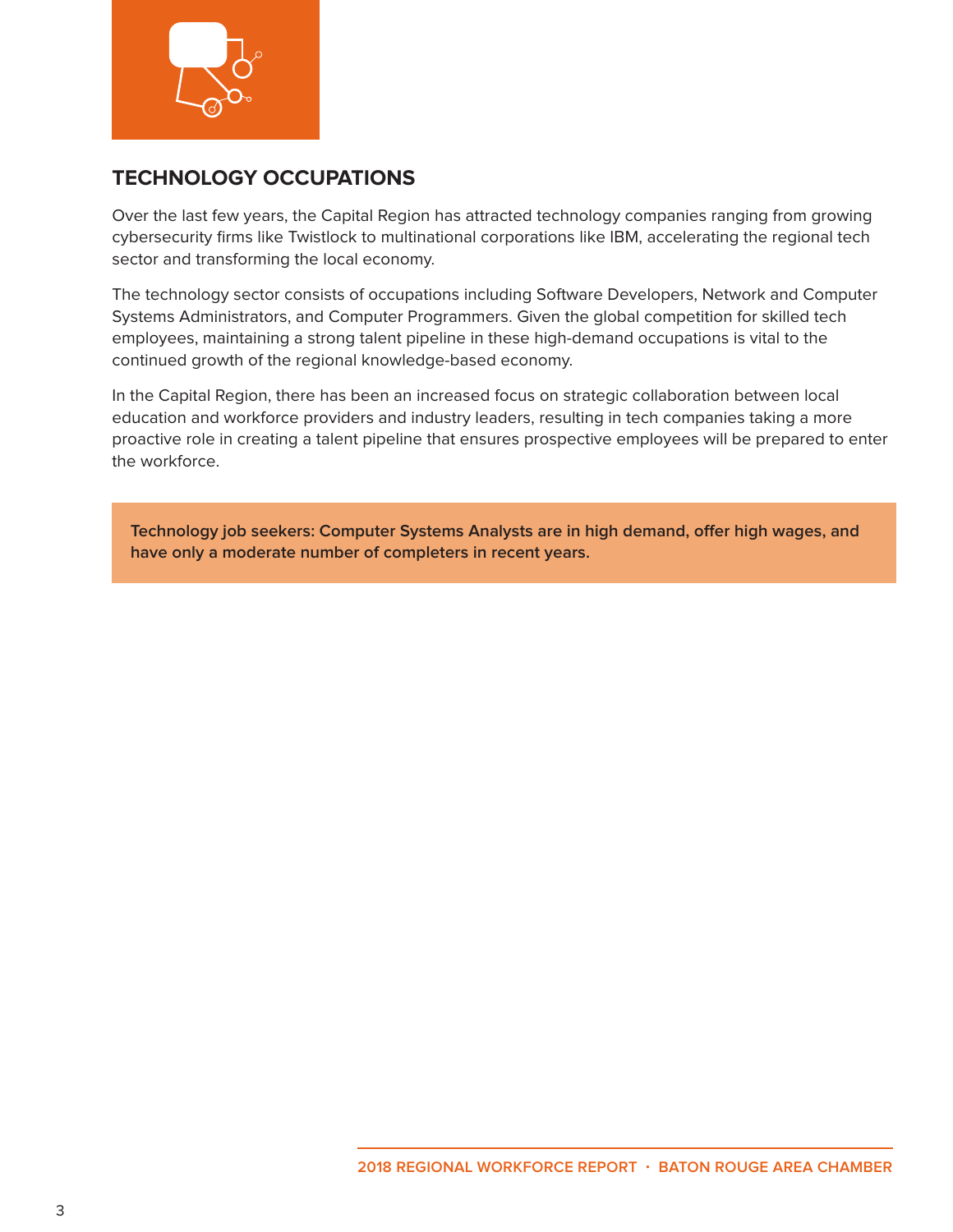## TECHNOLOGY OCCUPATIONS

Over the last few years, the Capital Region has attracted technology companies ranging from growing cybersecurity firms like Twistlock to multinational corporations like IBM, accelerating the regional tech sector and transforming the local economy.

The technology sector consists of occupations including Software Developers, Network and Computer Systems Administrators, and Computer Programmers. Given the global competition for skilled tech employees, maintaining a strong talent pipeline in these high-demand occupations is vital to the continued growth of the regional knowledge-based economy.

In the Capital Region, there has been an increased focus on strategic collaboration between local education and workforce providers and industry leaders, resulting in tech companies taking a more proactive role in creating a talent pipeline that ensures prospective employees will be prepared to enter the workforce.

**Technology job seekers: Computer Systems Analysts are in high demand, offer high wages, and have only a moderate number of completers in recent years.**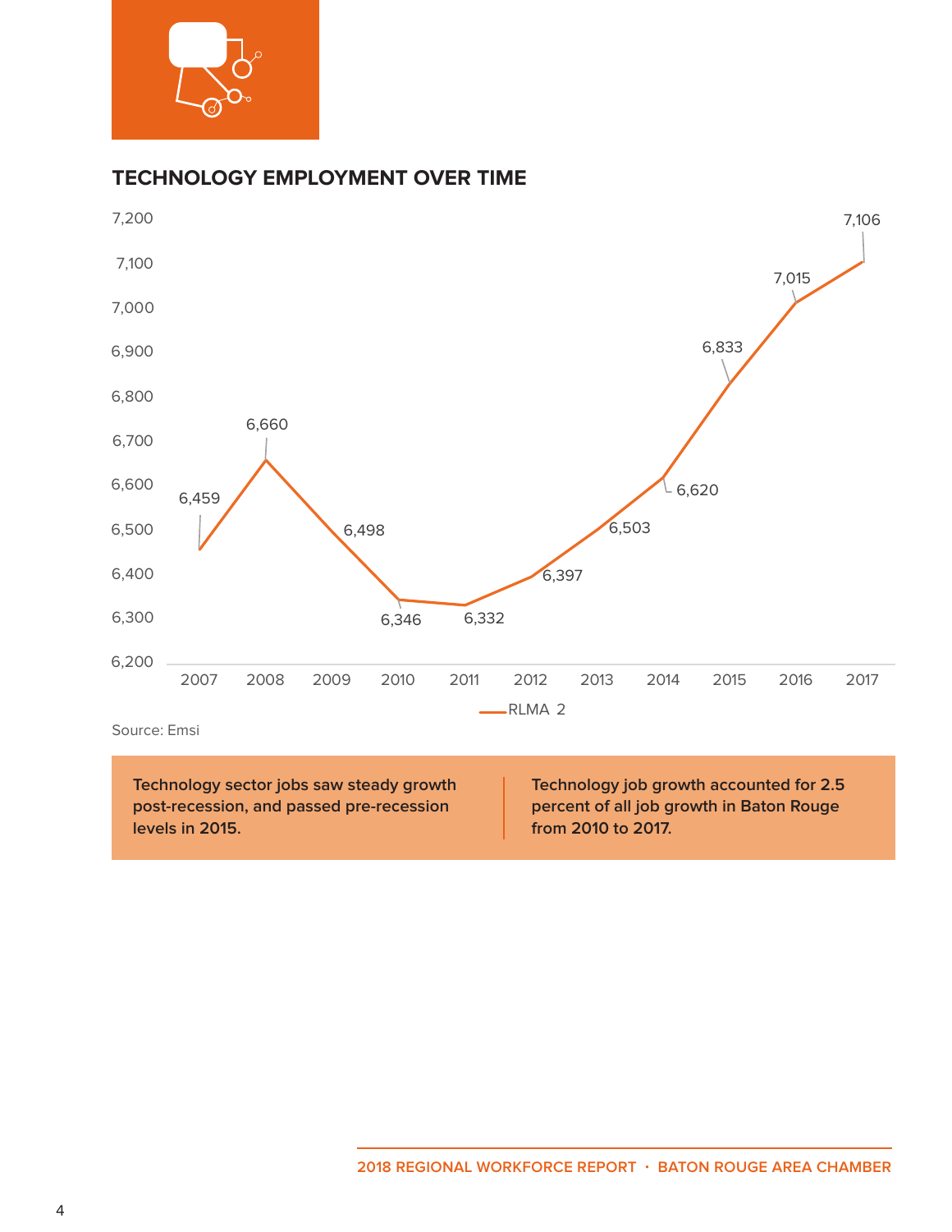## TECHNOLOGY EMPLOYMENT OVER TIME

| Year | RLMA 2 |
|---|---|
| 2007 | 6,459 |
| 2008 | 6,660 |
| 2009 | 6,498 |
| 2010 | 6,346 |
| 2011 | 6,332 |
| 2012 | 6,397 |
| 2013 | 6,503 |
| 2014 | 6,620 |
| 2015 | 6,833 |
| 2016 | 7,015 |
| 2017 | 7,106 |

Source: Emsi

**Technology sector jobs saw steady growth post-recession, and passed pre-recession levels in 2015.**

**Technology job growth accounted for 2.5 percent of all job growth in Baton Rouge from 2010 to 2017.**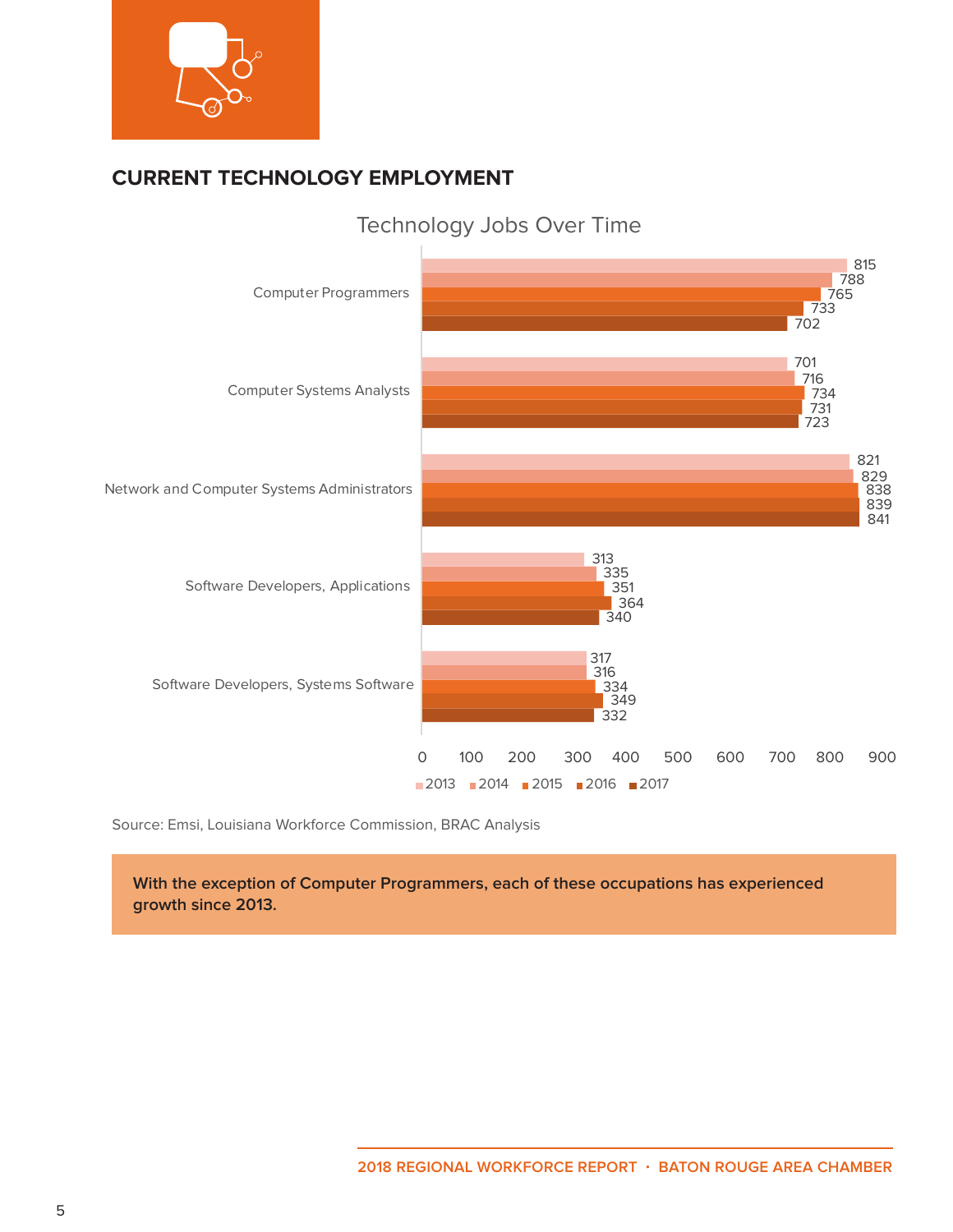## CURRENT TECHNOLOGY EMPLOYMENT

### Technology Jobs Over Time

| Occupation | 2013 | 2014 | 2015 | 2016 | 2017 |
|---|---|---|---|---|---|
| Computer Programmers | 815 | 788 | 765 | 733 | 702 |
| Computer Systems Analysts | 701 | 716 | 734 | 731 | 723 |
| Network and Computer Systems Administrators | 821 | 829 | 838 | 839 | 841 |
| Software Developers, Applications | 313 | 335 | 351 | 364 | 340 |
| Software Developers, Systems Software | 317 | 316 | 334 | 349 | 332 |

Source: Emsi, Louisiana Workforce Commission, BRAC Analysis

**With the exception of Computer Programmers, each of these occupations has experienced growth since 2013.**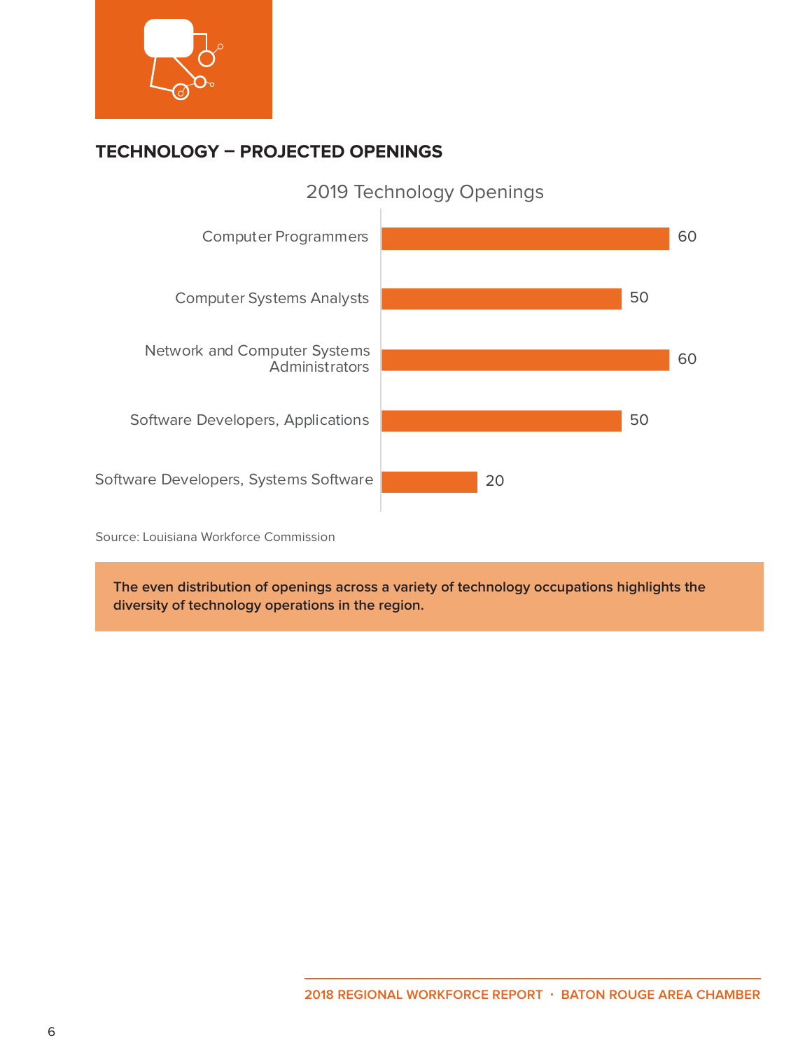## TECHNOLOGY – PROJECTED OPENINGS

2019 Technology Openings

| Occupation | Openings |
|---|---|
| Computer Programmers | 60 |
| Computer Systems Analysts | 50 |
| Network and Computer Systems Administrators | 60 |
| Software Developers, Applications | 50 |
| Software Developers, Systems Software | 20 |

Source: Louisiana Workforce Commission

**The even distribution of openings across a variety of technology occupations highlights the diversity of technology operations in the region.**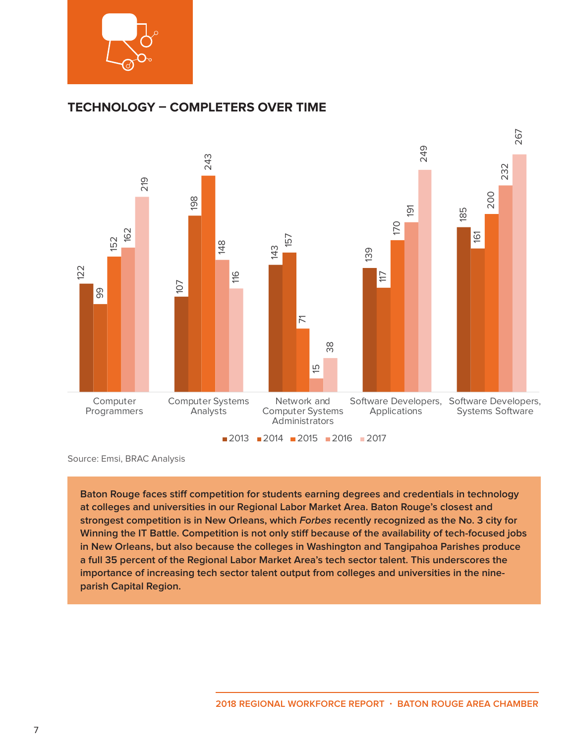## TECHNOLOGY – COMPLETERS OVER TIME

| | 2013 | 2014 | 2015 | 2016 | 2017 |
|---|---|---|---|---|---|
| Computer Programmers | 122 | 99 | 152 | 162 | 219 |
| Computer Systems Analysts | 107 | 198 | 243 | 148 | 116 |
| Network and Computer Systems Administrators | 143 | 157 | 71 | 15 | 38 |
| Software Developers, Applications | 139 | 117 | 170 | 191 | 249 |
| Software Developers, Systems Software | 185 | 161 | 200 | 232 | 267 |

Source: Emsi, BRAC Analysis

**Baton Rouge faces stiff competition for students earning degrees and credentials in technology at colleges and universities in our Regional Labor Market Area. Baton Rouge's closest and strongest competition is in New Orleans, which *Forbes* recently recognized as the No. 3 city for Winning the IT Battle. Competition is not only stiff because of the availability of tech-focused jobs in New Orleans, but also because the colleges in Washington and Tangipahoa Parishes produce a full 35 percent of the Regional Labor Market Area's tech sector talent. This underscores the importance of increasing tech sector talent output from colleges and universities in the nine-parish Capital Region.**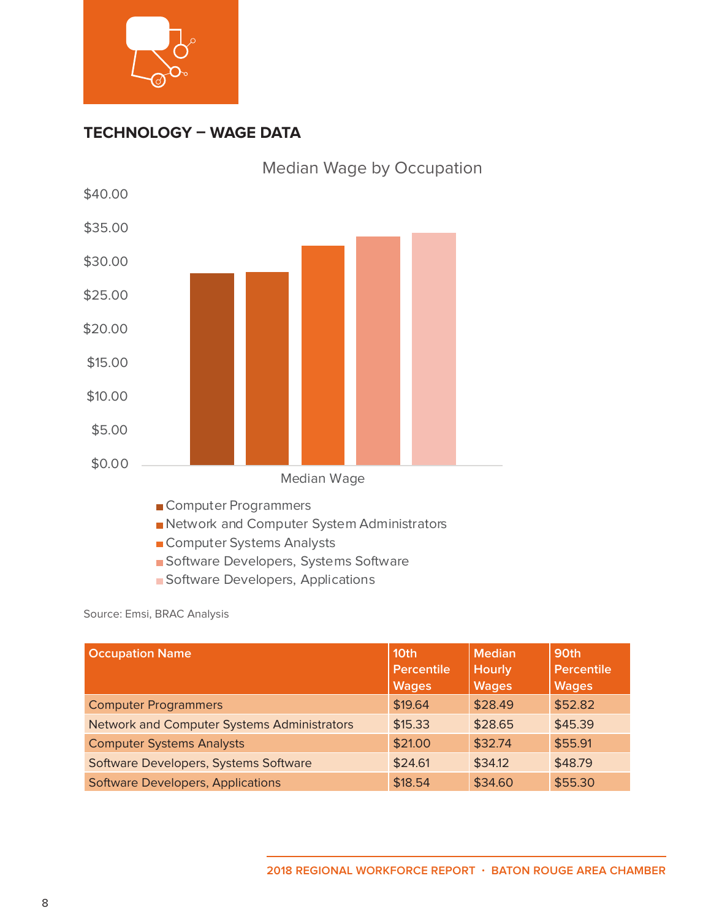## TECHNOLOGY – WAGE DATA

Median Wage by Occupation

$40.00
$35.00
$30.00
$25.00
$20.00
$15.00
$10.00
$5.00
$0.00

Median Wage

- Computer Programmers
- Network and Computer System Administrators
- Computer Systems Analysts
- Software Developers, Systems Software
- Software Developers, Applications

Source: Emsi, BRAC Analysis

| Occupation Name | 10th Percentile Wages | Median Hourly Wages | 90th Percentile Wages |
|---|---|---|---|
| Computer Programmers | $19.64 | $28.49 | $52.82 |
| Network and Computer Systems Administrators | $15.33 | $28.65 | $45.39 |
| Computer Systems Analysts | $21.00 | $32.74 | $55.91 |
| Software Developers, Systems Software | $24.61 | $34.12 | $48.79 |
| Software Developers, Applications | $18.54 | $34.60 | $55.30 |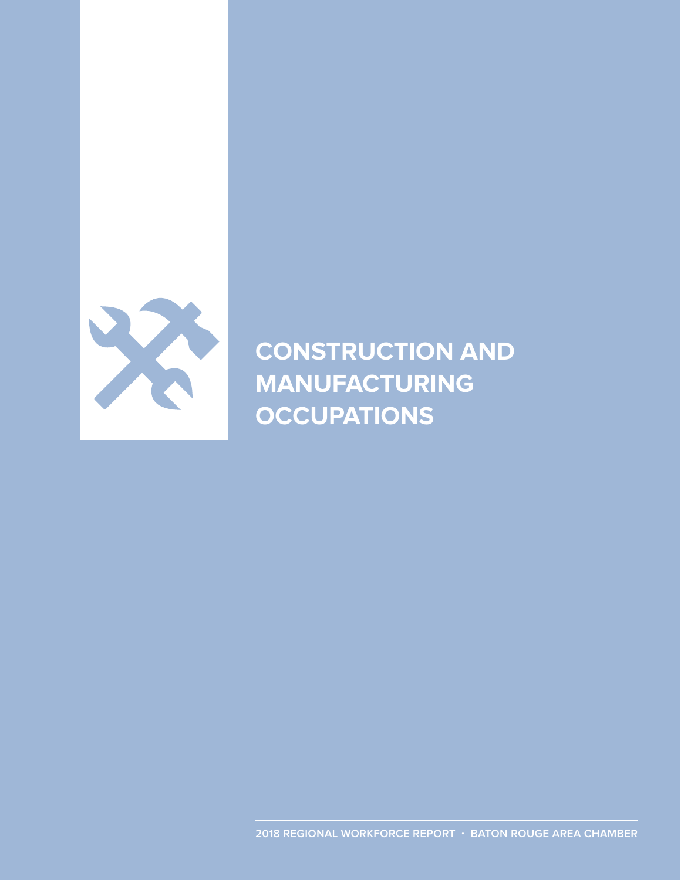# CONSTRUCTION AND MANUFACTURING OCCUPATIONS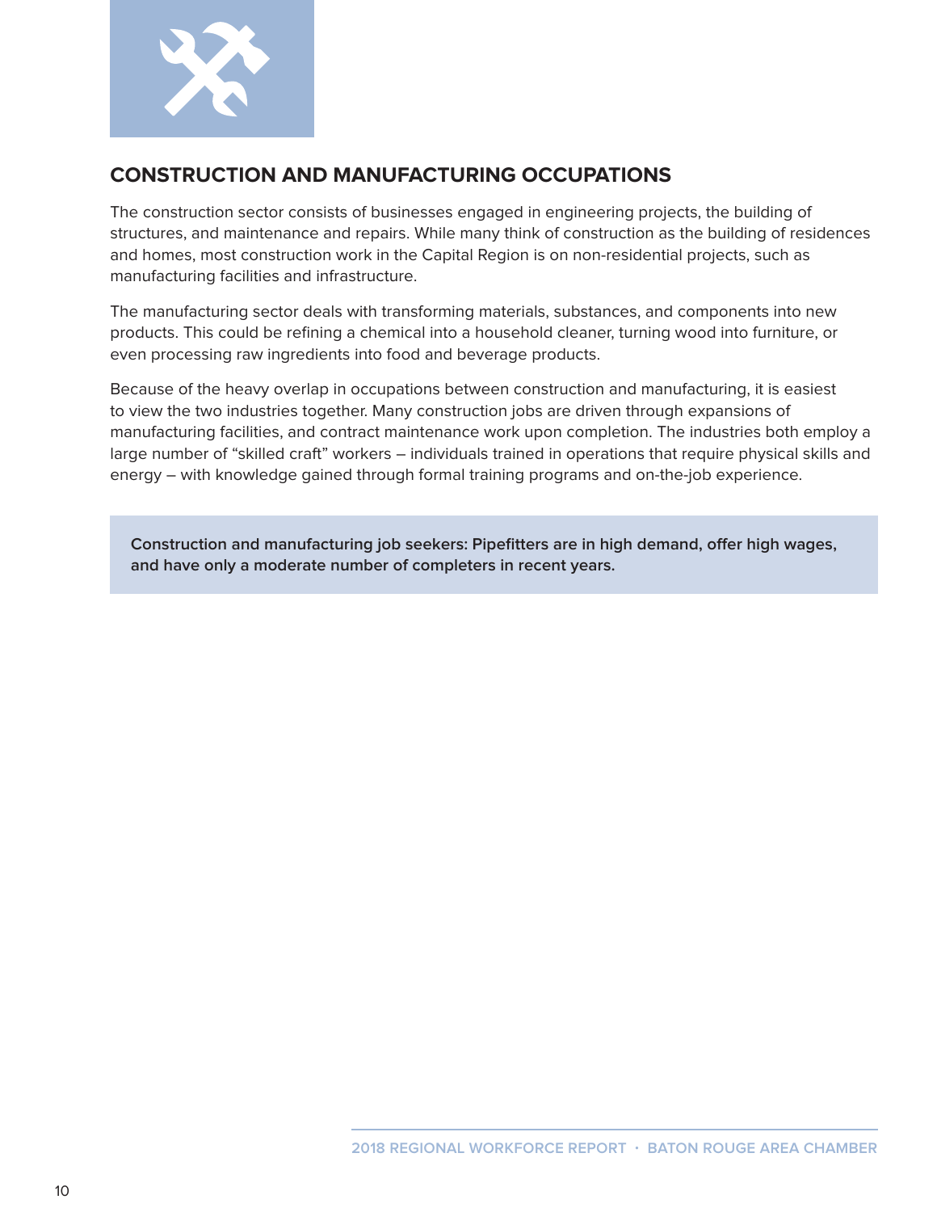## CONSTRUCTION AND MANUFACTURING OCCUPATIONS

The construction sector consists of businesses engaged in engineering projects, the building of structures, and maintenance and repairs. While many think of construction as the building of residences and homes, most construction work in the Capital Region is on non-residential projects, such as manufacturing facilities and infrastructure.

The manufacturing sector deals with transforming materials, substances, and components into new products. This could be refining a chemical into a household cleaner, turning wood into furniture, or even processing raw ingredients into food and beverage products.

Because of the heavy overlap in occupations between construction and manufacturing, it is easiest to view the two industries together. Many construction jobs are driven through expansions of manufacturing facilities, and contract maintenance work upon completion. The industries both employ a large number of "skilled craft" workers – individuals trained in operations that require physical skills and energy – with knowledge gained through formal training programs and on-the-job experience.

**Construction and manufacturing job seekers: Pipefitters are in high demand, offer high wages, and have only a moderate number of completers in recent years.**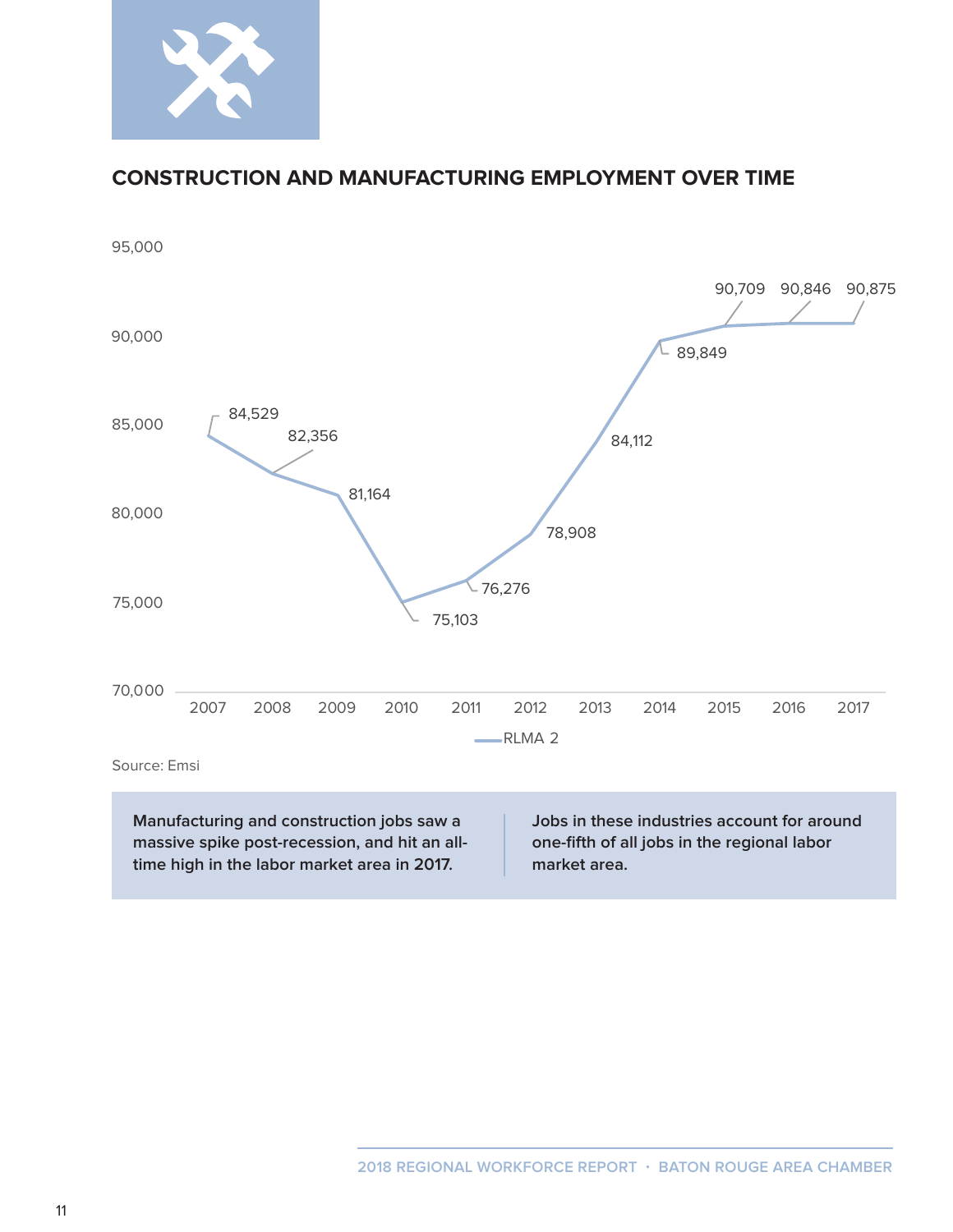## CONSTRUCTION AND MANUFACTURING EMPLOYMENT OVER TIME

| Year | RLMA 2 |
|---|---|
| 2007 | 84,529 |
| 2008 | 82,356 |
| 2009 | 81,164 |
| 2010 | 75,103 |
| 2011 | 76,276 |
| 2012 | 78,908 |
| 2013 | 84,112 |
| 2014 | 89,849 |
| 2015 | 90,709 |
| 2016 | 90,846 |
| 2017 | 90,875 |

Source: Emsi

**Manufacturing and construction jobs saw a massive spike post-recession, and hit an all-time high in the labor market area in 2017.**

**Jobs in these industries account for around one-fifth of all jobs in the regional labor market area.**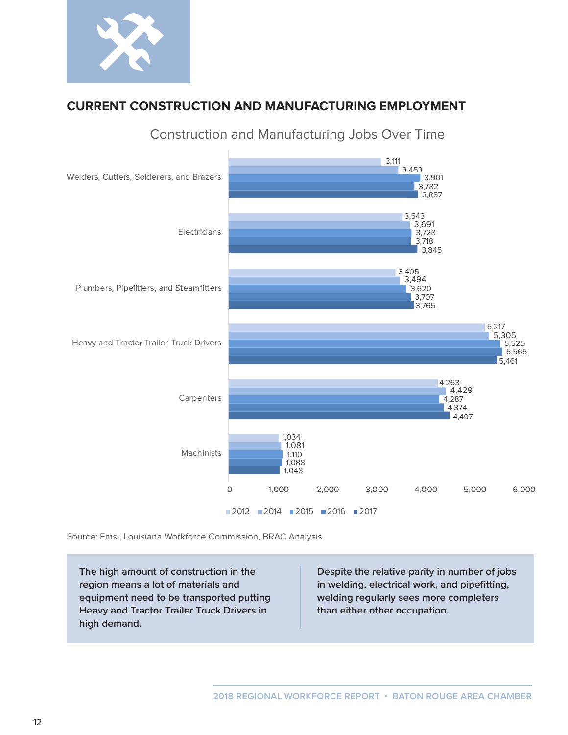## CURRENT CONSTRUCTION AND MANUFACTURING EMPLOYMENT

Construction and Manufacturing Jobs Over Time

| | 2013 | 2014 | 2015 | 2016 | 2017 |
|---|---|---|---|---|---|
| Welders, Cutters, Solderers, and Brazers | 3,111 | 3,453 | 3,901 | 3,782 | 3,857 |
| Electricians | 3,543 | 3,691 | 3,728 | 3,718 | 3,845 |
| Plumbers, Pipefitters, and Steamfitters | 3,405 | 3,494 | 3,620 | 3,707 | 3,765 |
| Heavy and Tractor Trailer Truck Drivers | 5,217 | 5,305 | 5,525 | 5,565 | 5,461 |
| Carpenters | 4,263 | 4,429 | 4,287 | 4,374 | 4,497 |
| Machinists | 1,034 | 1,081 | 1,110 | 1,088 | 1,048 |

Source: Emsi, Louisiana Workforce Commission, BRAC Analysis

**The high amount of construction in the region means a lot of materials and equipment need to be transported putting Heavy and Tractor Trailer Truck Drivers in high demand.**

**Despite the relative parity in number of jobs in welding, electrical work, and pipefitting, welding regularly sees more completers than either other occupation.**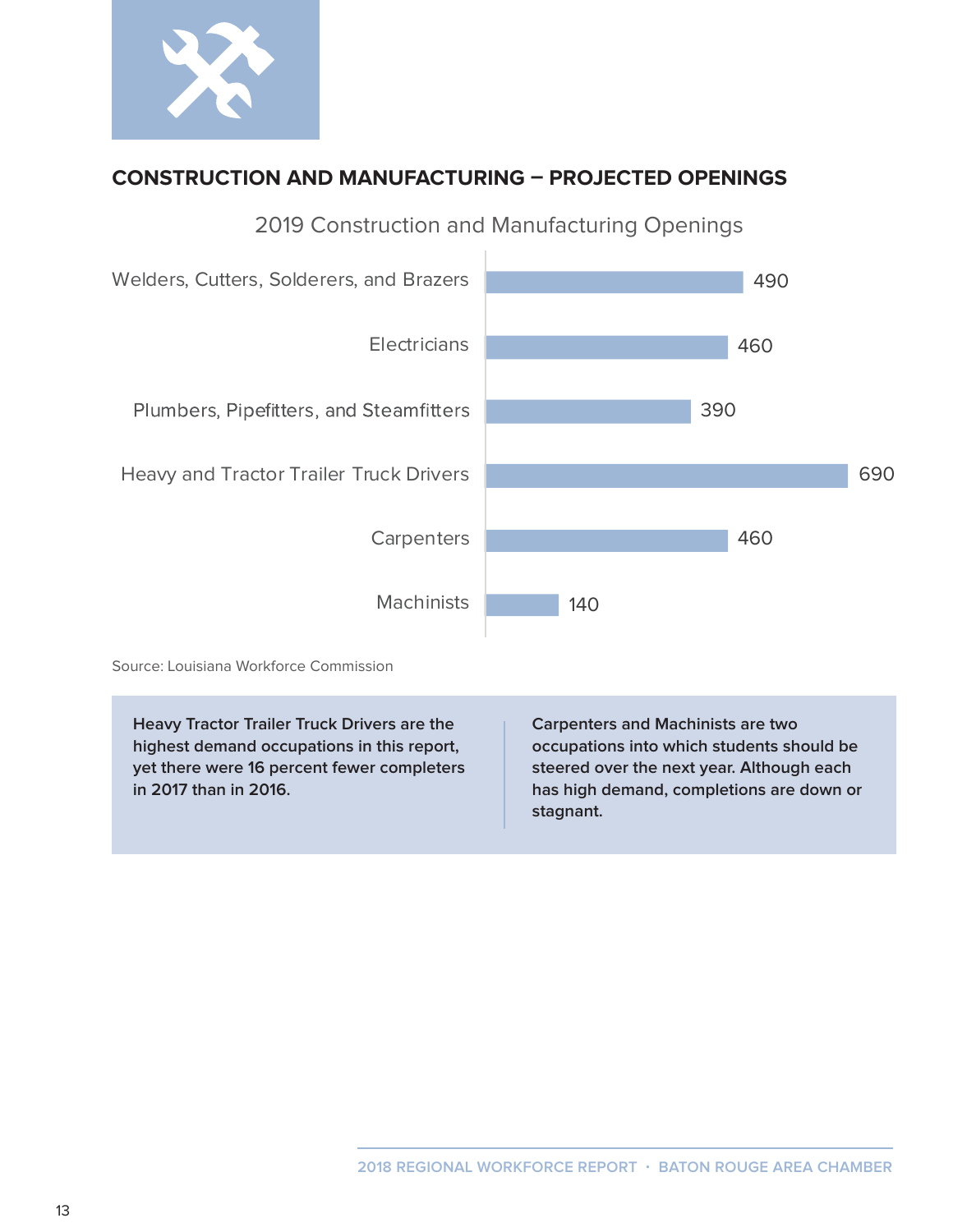## CONSTRUCTION AND MANUFACTURING – PROJECTED OPENINGS

2019 Construction and Manufacturing Openings

| Occupation | Openings |
|---|---|
| Welders, Cutters, Solderers, and Brazers | 490 |
| Electricians | 460 |
| Plumbers, Pipefitters, and Steamfitters | 390 |
| Heavy and Tractor Trailer Truck Drivers | 690 |
| Carpenters | 460 |
| Machinists | 140 |

Source: Louisiana Workforce Commission

**Heavy Tractor Trailer Truck Drivers are the highest demand occupations in this report, yet there were 16 percent fewer completers in 2017 than in 2016.**

**Carpenters and Machinists are two occupations into which students should be steered over the next year. Although each has high demand, completions are down or stagnant.**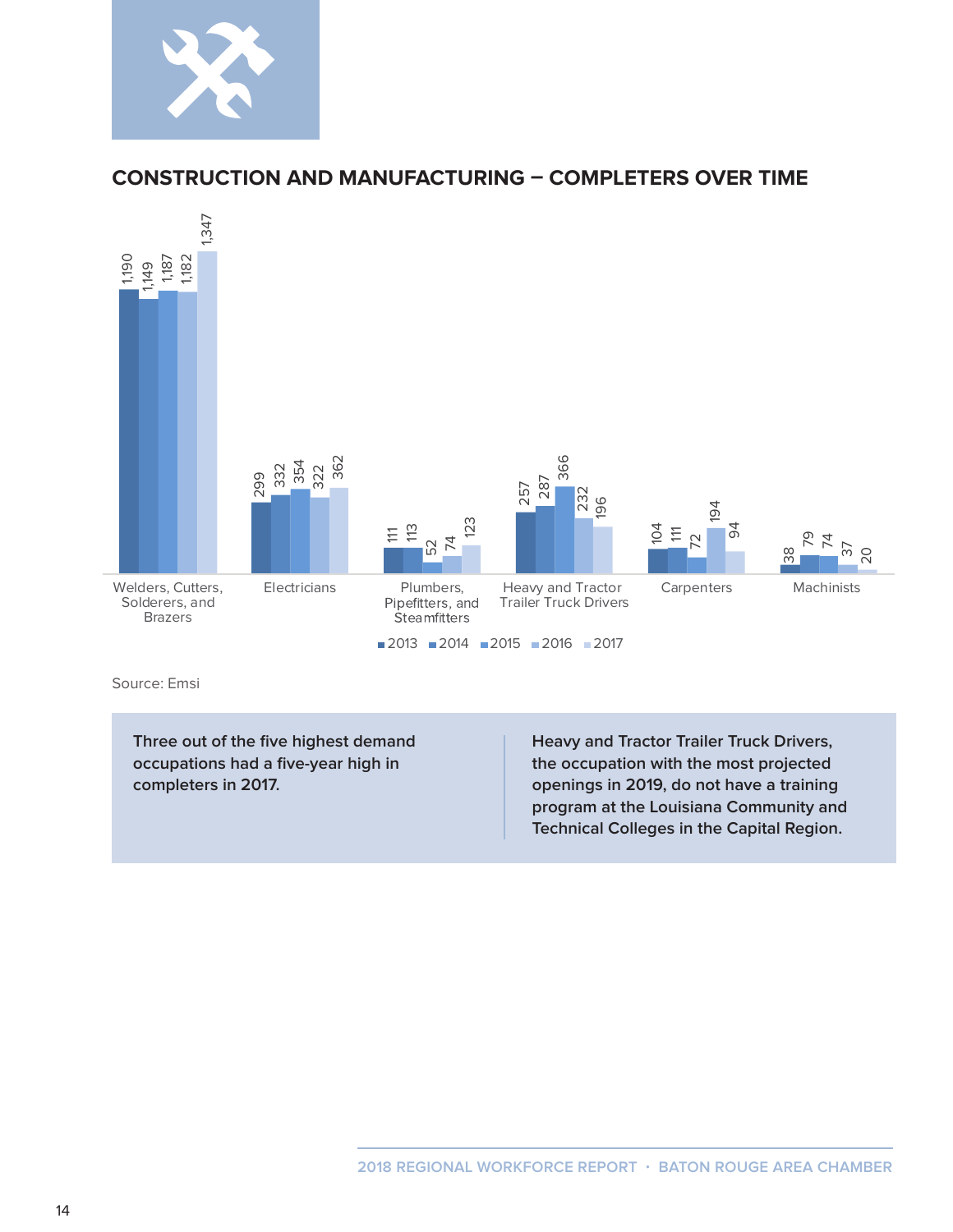## CONSTRUCTION AND MANUFACTURING – COMPLETERS OVER TIME

| Occupation | 2013 | 2014 | 2015 | 2016 | 2017 |
|---|---|---|---|---|---|
| Welders, Cutters, Solderers, and Brazers | 1,190 | 1,149 | 1,187 | 1,182 | 1,347 |
| Electricians | 299 | 332 | 354 | 322 | 362 |
| Plumbers, Pipefitters, and Steamfitters | 111 | 113 | 52 | 74 | 123 |
| Heavy and Tractor Trailer Truck Drivers | 257 | 287 | 366 | 232 | 196 |
| Carpenters | 104 | 111 | 72 | 194 | 94 |
| Machinists | 38 | 79 | 74 | 37 | 20 |

Source: Emsi

**Three out of the five highest demand occupations had a five-year high in completers in 2017.**

**Heavy and Tractor Trailer Truck Drivers, the occupation with the most projected openings in 2019, do not have a training program at the Louisiana Community and Technical Colleges in the Capital Region.**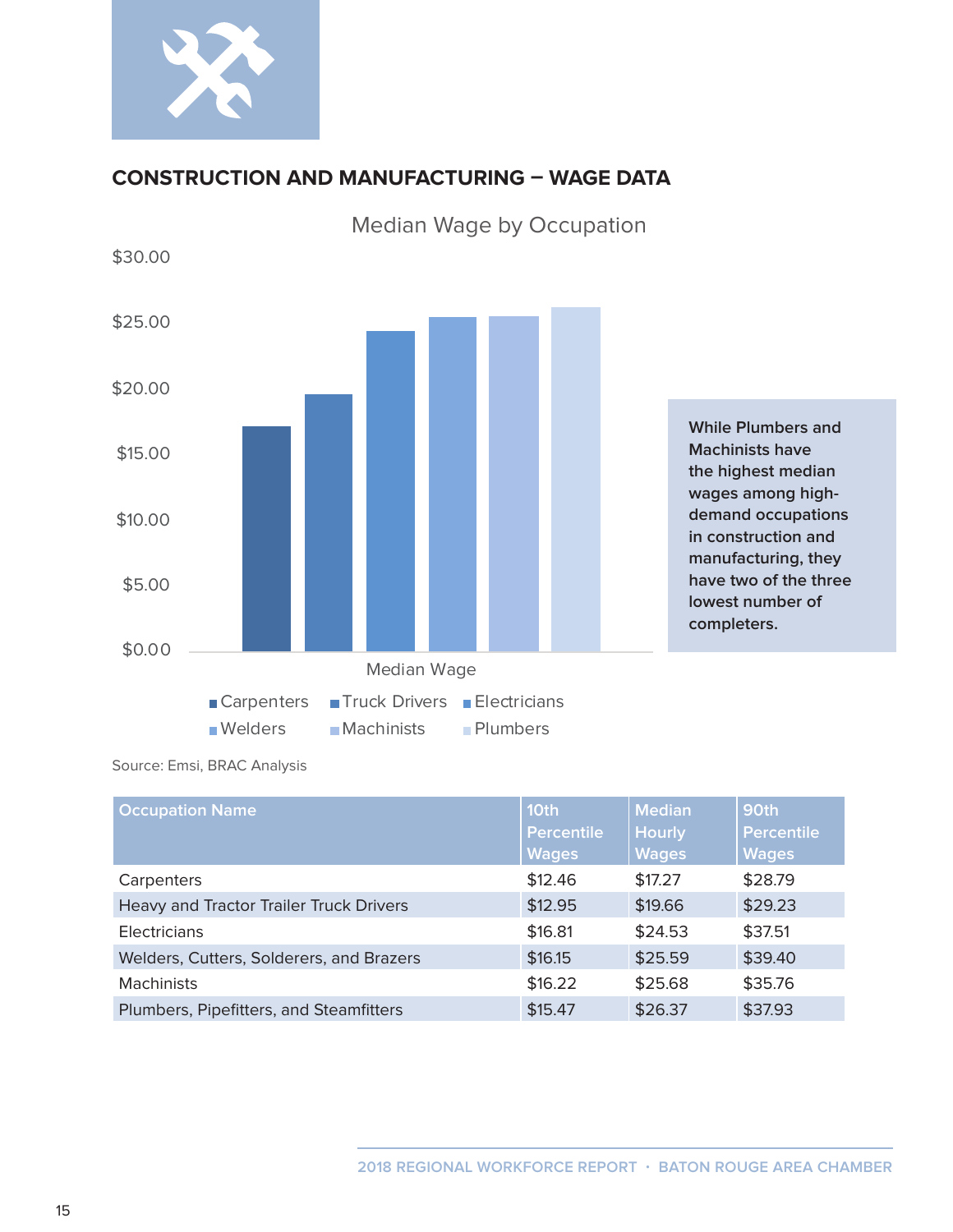## CONSTRUCTION AND MANUFACTURING – WAGE DATA

Median Wage by Occupation

$30.00
$25.00
$20.00
$15.00
$10.00
$5.00
$0.00

Median Wage

Carpenters | Truck Drivers | Electricians | Welders | Machinists | Plumbers

While Plumbers and Machinists have the highest median wages among high-demand occupations in construction and manufacturing, they have two of the three lowest number of completers.

Source: Emsi, BRAC Analysis

| Occupation Name | 10th Percentile Wages | Median Hourly Wages | 90th Percentile Wages |
|---|---|---|---|
| Carpenters | $12.46 | $17.27 | $28.79 |
| Heavy and Tractor Trailer Truck Drivers | $12.95 | $19.66 | $29.23 |
| Electricians | $16.81 | $24.53 | $37.51 |
| Welders, Cutters, Solderers, and Brazers | $16.15 | $25.59 | $39.40 |
| Machinists | $16.22 | $25.68 | $35.76 |
| Plumbers, Pipefitters, and Steamfitters | $15.47 | $26.37 | $37.93 |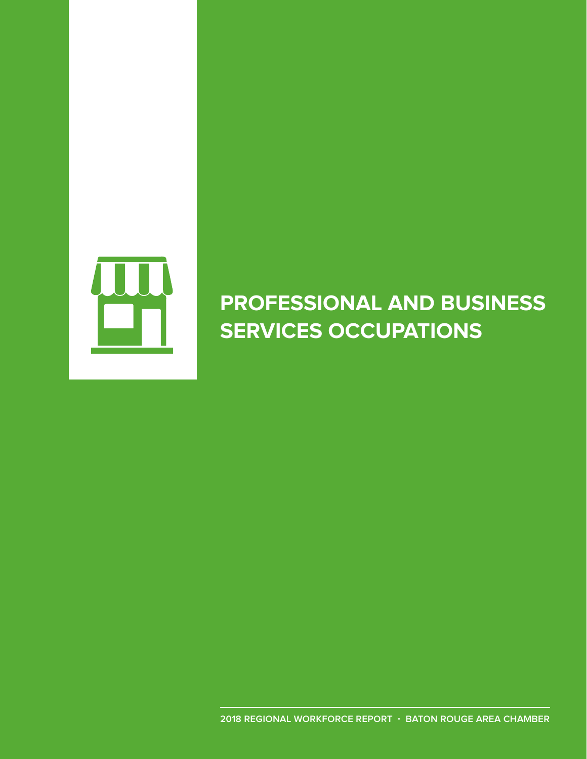# PROFESSIONAL AND BUSINESS SERVICES OCCUPATIONS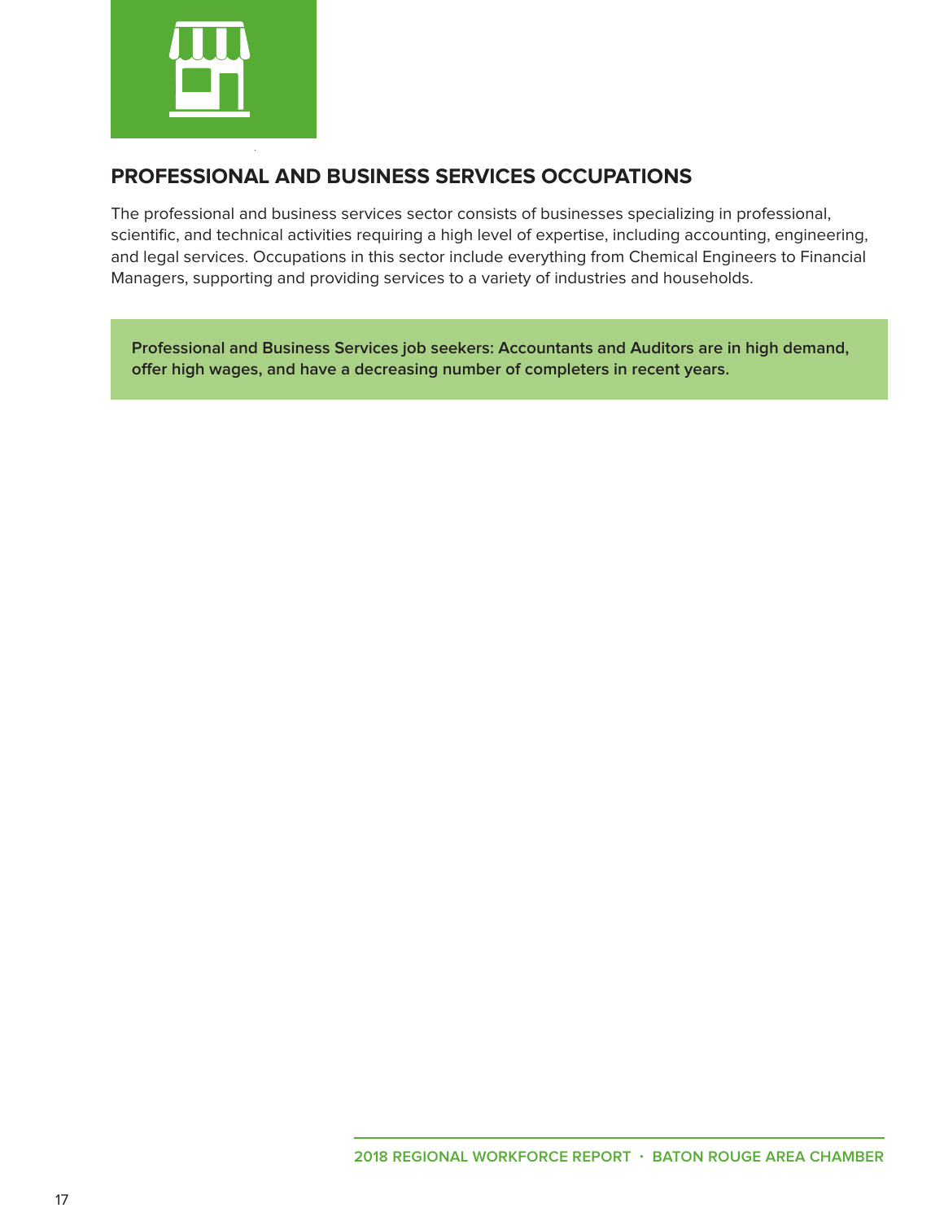## PROFESSIONAL AND BUSINESS SERVICES OCCUPATIONS

The professional and business services sector consists of businesses specializing in professional, scientific, and technical activities requiring a high level of expertise, including accounting, engineering, and legal services. Occupations in this sector include everything from Chemical Engineers to Financial Managers, supporting and providing services to a variety of industries and households.

**Professional and Business Services job seekers: Accountants and Auditors are in high demand, offer high wages, and have a decreasing number of completers in recent years.**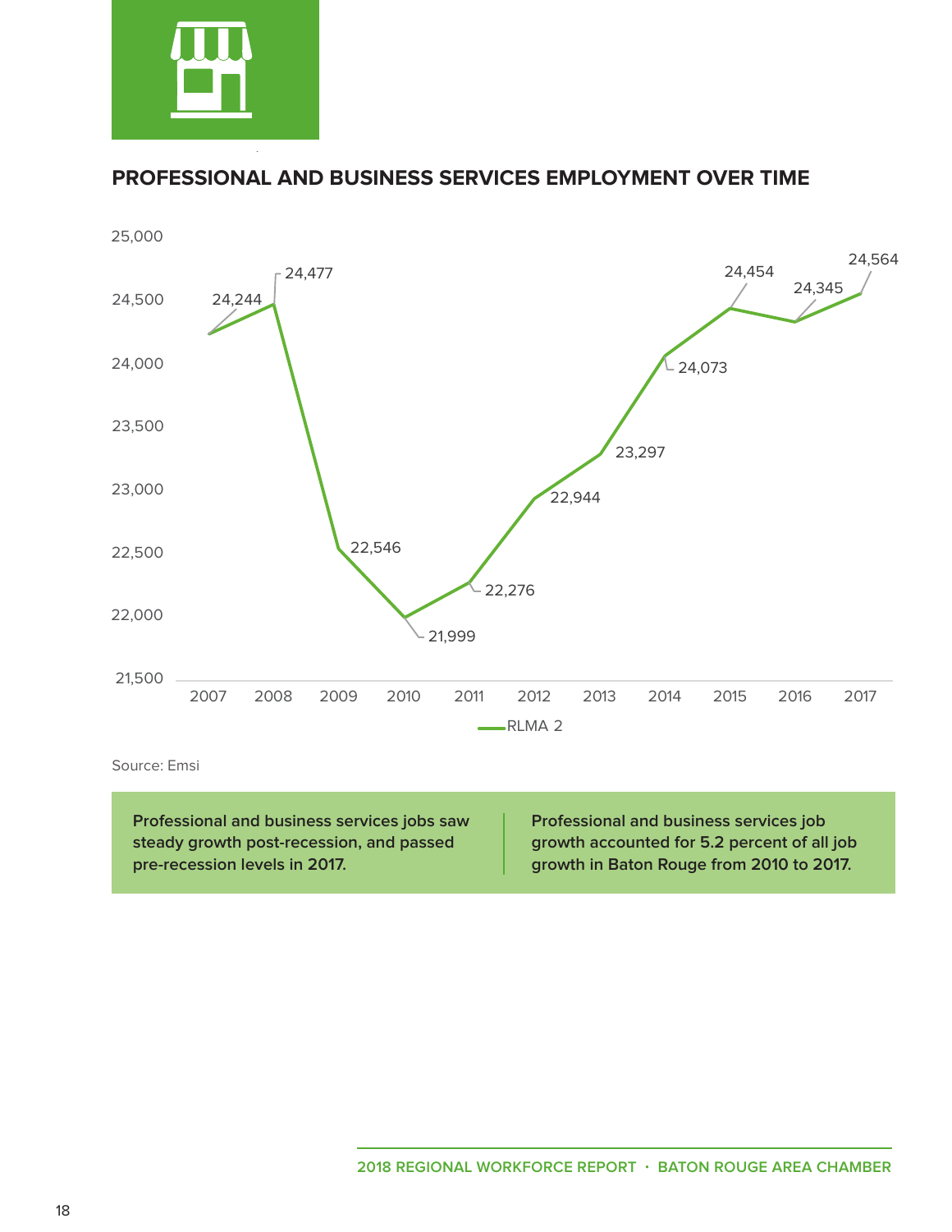## PROFESSIONAL AND BUSINESS SERVICES EMPLOYMENT OVER TIME

| Year | RLMA 2 |
|---|---|
| 2007 | 24,244 |
| 2008 | 24,477 |
| 2009 | 22,546 |
| 2010 | 21,999 |
| 2011 | 22,276 |
| 2012 | 22,944 |
| 2013 | 23,297 |
| 2014 | 24,073 |
| 2015 | 24,454 |
| 2016 | 24,345 |
| 2017 | 24,564 |

Source: Emsi

**Professional and business services jobs saw steady growth post-recession, and passed pre-recession levels in 2017.**

**Professional and business services job growth accounted for 5.2 percent of all job growth in Baton Rouge from 2010 to 2017.**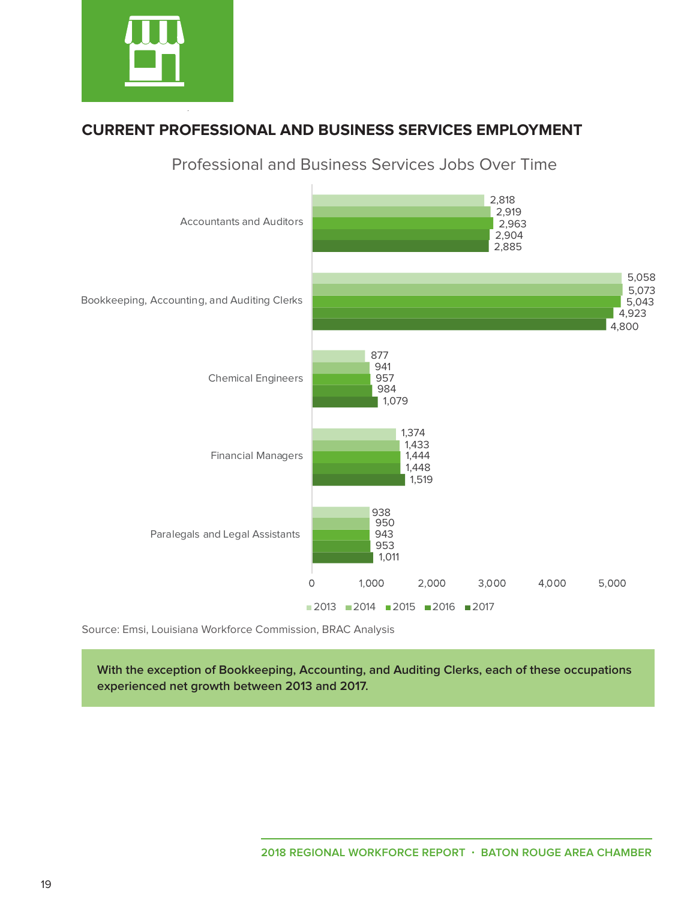## CURRENT PROFESSIONAL AND BUSINESS SERVICES EMPLOYMENT

### Professional and Business Services Jobs Over Time

| Occupation | 2013 | 2014 | 2015 | 2016 | 2017 |
|---|---|---|---|---|---|
| Accountants and Auditors | 2,818 | 2,919 | 2,963 | 2,904 | 2,885 |
| Bookkeeping, Accounting, and Auditing Clerks | 5,058 | 5,073 | 5,043 | 4,923 | 4,800 |
| Chemical Engineers | 877 | 941 | 957 | 984 | 1,079 |
| Financial Managers | 1,374 | 1,433 | 1,444 | 1,448 | 1,519 |
| Paralegals and Legal Assistants | 938 | 950 | 943 | 953 | 1,011 |

Source: Emsi, Louisiana Workforce Commission, BRAC Analysis

**With the exception of Bookkeeping, Accounting, and Auditing Clerks, each of these occupations experienced net growth between 2013 and 2017.**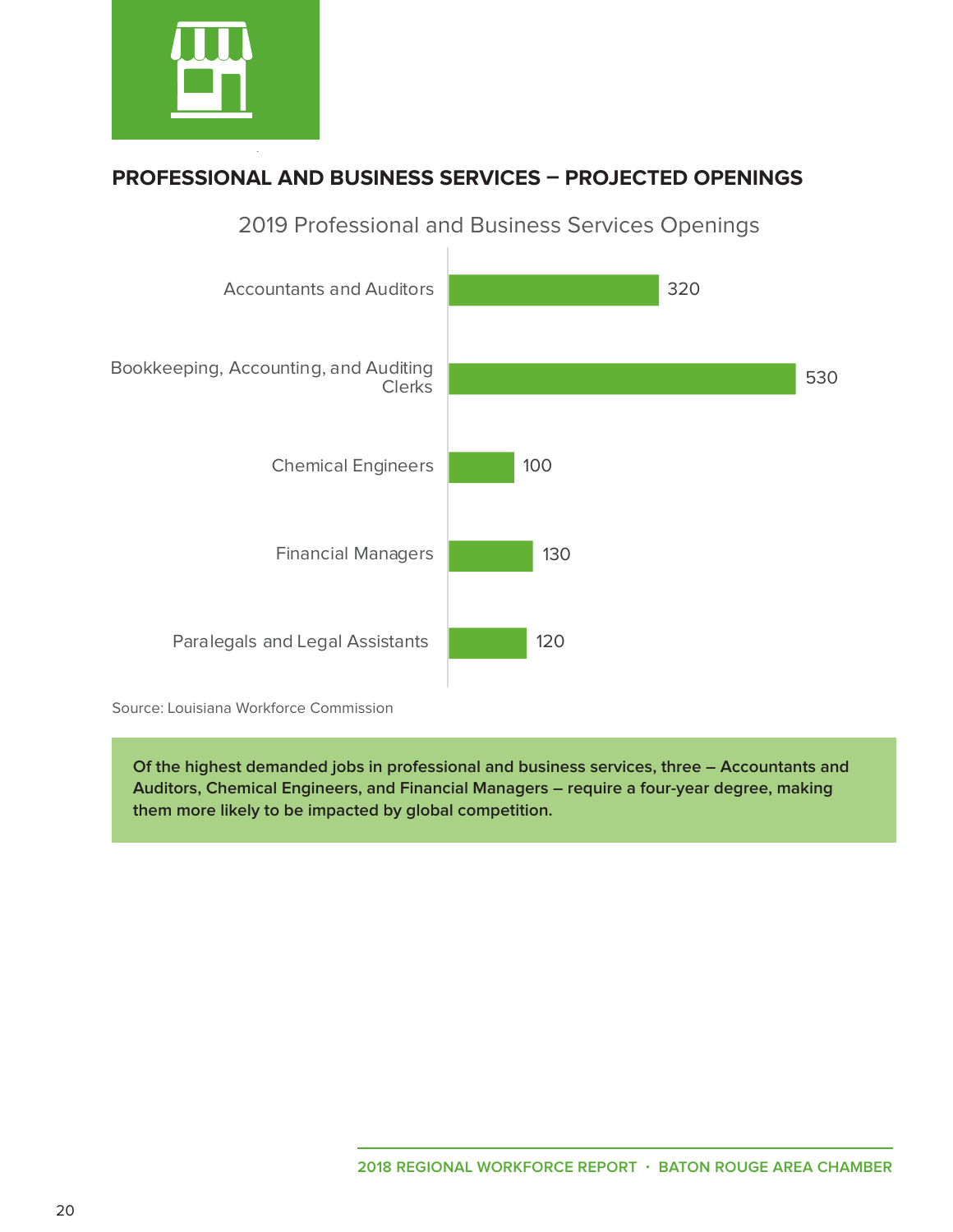## PROFESSIONAL AND BUSINESS SERVICES – PROJECTED OPENINGS

2019 Professional and Business Services Openings

| Occupation | Openings |
|---|---|
| Accountants and Auditors | 320 |
| Bookkeeping, Accounting, and Auditing Clerks | 530 |
| Chemical Engineers | 100 |
| Financial Managers | 130 |
| Paralegals and Legal Assistants | 120 |

Source: Louisiana Workforce Commission

**Of the highest demanded jobs in professional and business services, three – Accountants and Auditors, Chemical Engineers, and Financial Managers – require a four-year degree, making them more likely to be impacted by global competition.**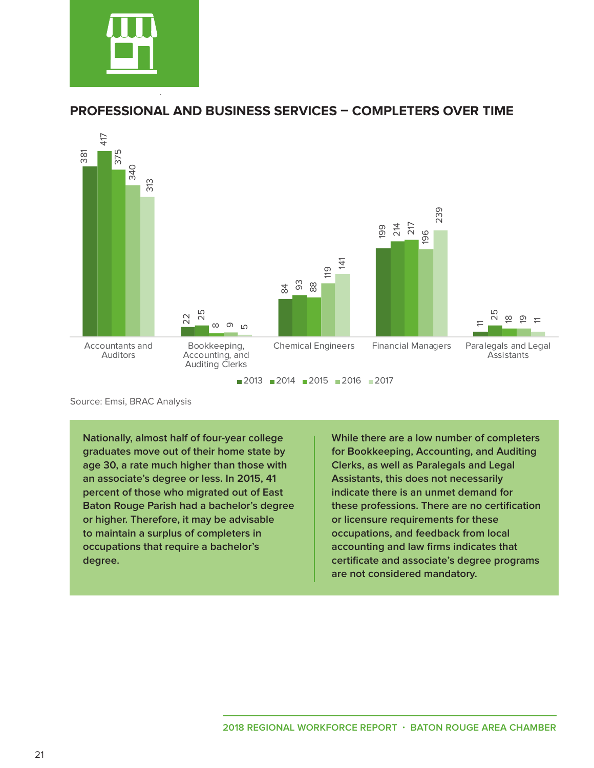## PROFESSIONAL AND BUSINESS SERVICES – COMPLETERS OVER TIME

| | 2013 | 2014 | 2015 | 2016 | 2017 |
|---|---|---|---|---|---|
| Accountants and Auditors | 381 | 417 | 375 | 340 | 313 |
| Bookkeeping, Accounting, and Auditing Clerks | 22 | 25 | 8 | 9 | 5 |
| Chemical Engineers | 84 | 93 | 88 | 119 | 141 |
| Financial Managers | 199 | 214 | 217 | 196 | 239 |
| Paralegals and Legal Assistants | 11 | 25 | 18 | 19 | 11 |

Source: Emsi, BRAC Analysis

**Nationally, almost half of four-year college graduates move out of their home state by age 30, a rate much higher than those with an associate's degree or less. In 2015, 41 percent of those who migrated out of East Baton Rouge Parish had a bachelor's degree or higher. Therefore, it may be advisable to maintain a surplus of completers in occupations that require a bachelor's degree.**

**While there are a low number of completers for Bookkeeping, Accounting, and Auditing Clerks, as well as Paralegals and Legal Assistants, this does not necessarily indicate there is an unmet demand for these professions. There are no certification or licensure requirements for these occupations, and feedback from local accounting and law firms indicates that certificate and associate's degree programs are not considered mandatory.**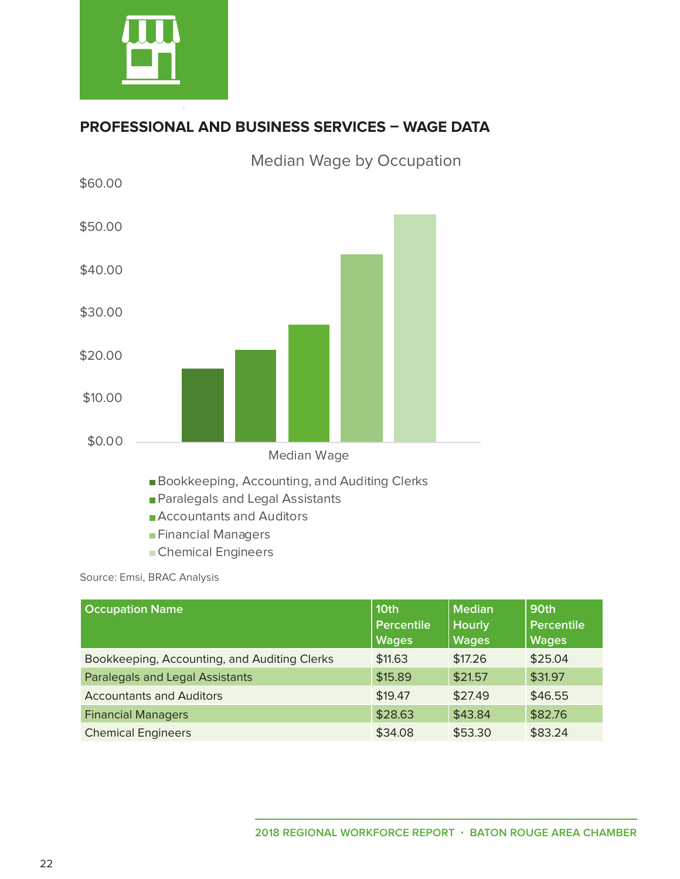## PROFESSIONAL AND BUSINESS SERVICES – WAGE DATA

Median Wage by Occupation

$60.00
$50.00
$40.00
$30.00
$20.00
$10.00
$0.00

Median Wage

- Bookkeeping, Accounting, and Auditing Clerks
- Paralegals and Legal Assistants
- Accountants and Auditors
- Financial Managers
- Chemical Engineers

Source: Emsi, BRAC Analysis

| Occupation Name | 10th Percentile Wages | Median Hourly Wages | 90th Percentile Wages |
|---|---|---|---|
| Bookkeeping, Accounting, and Auditing Clerks | $11.63 | $17.26 | $25.04 |
| Paralegals and Legal Assistants | $15.89 | $21.57 | $31.97 |
| Accountants and Auditors | $19.47 | $27.49 | $46.55 |
| Financial Managers | $28.63 | $43.84 | $82.76 |
| Chemical Engineers | $34.08 | $53.30 | $83.24 |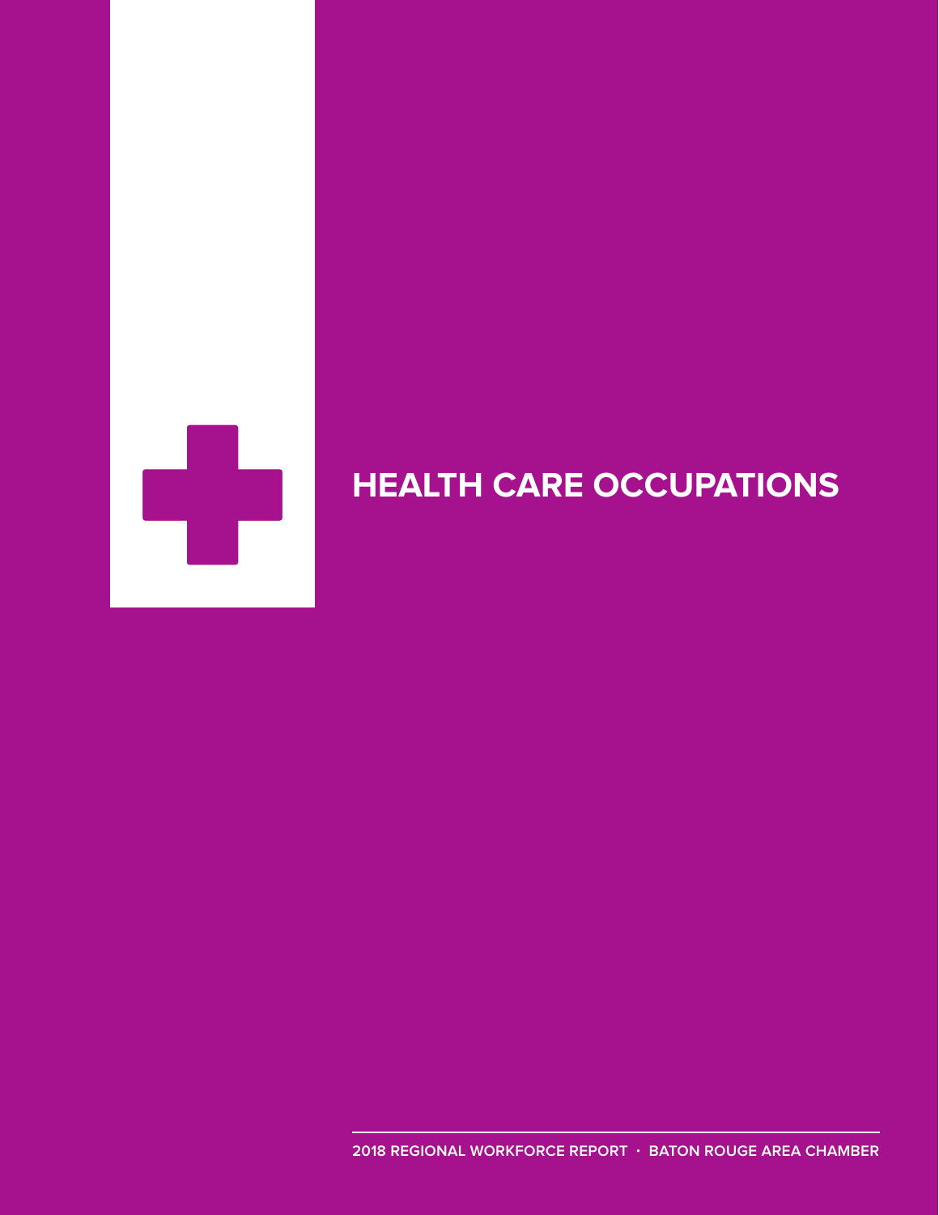# HEALTH CARE OCCUPATIONS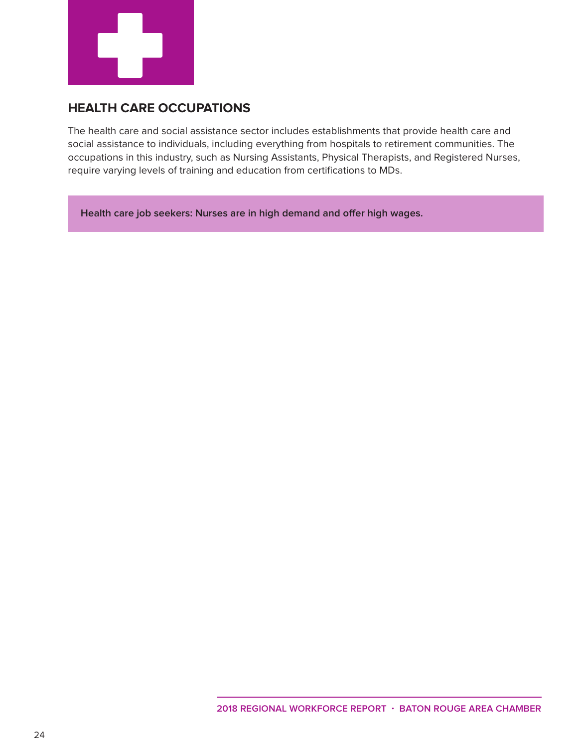## HEALTH CARE OCCUPATIONS

The health care and social assistance sector includes establishments that provide health care and social assistance to individuals, including everything from hospitals to retirement communities. The occupations in this industry, such as Nursing Assistants, Physical Therapists, and Registered Nurses, require varying levels of training and education from certifications to MDs.

**Health care job seekers: Nurses are in high demand and offer high wages.**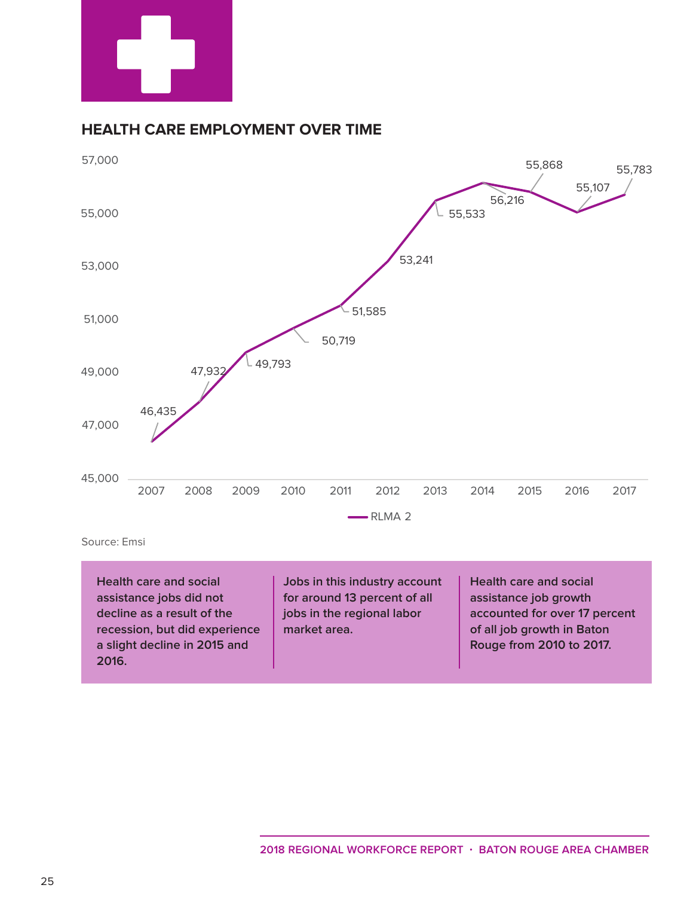## HEALTH CARE EMPLOYMENT OVER TIME

| Year | RLMA 2 |
|---|---|
| 2007 | 46,435 |
| 2008 | 47,932 |
| 2009 | 49,793 |
| 2010 | 50,719 |
| 2011 | 51,585 |
| 2012 | 53,241 |
| 2013 | 55,533 |
| 2014 | 56,216 |
| 2015 | 55,868 |
| 2016 | 55,107 |
| 2017 | 55,783 |

Source: Emsi

**Health care and social assistance jobs did not decline as a result of the recession, but did experience a slight decline in 2015 and 2016.**

**Jobs in this industry account for around 13 percent of all jobs in the regional labor market area.**

**Health care and social assistance job growth accounted for over 17 percent of all job growth in Baton Rouge from 2010 to 2017.**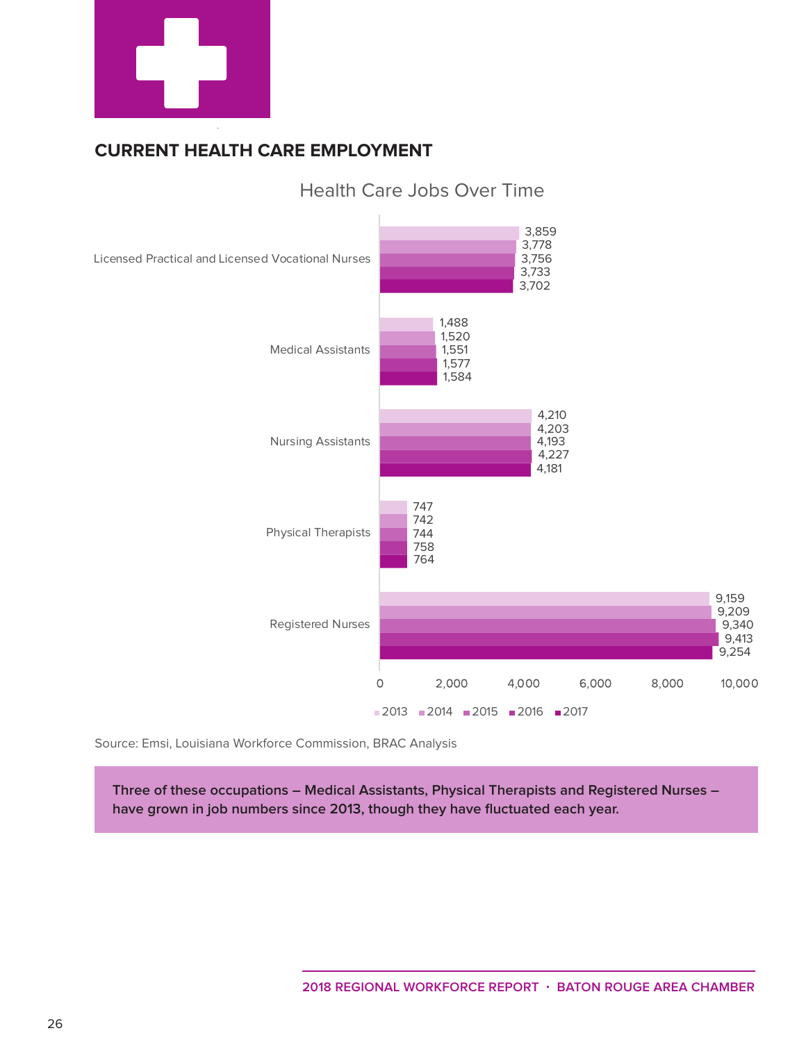## CURRENT HEALTH CARE EMPLOYMENT

### Health Care Jobs Over Time

| Occupation | 2013 | 2014 | 2015 | 2016 | 2017 |
|---|---|---|---|---|---|
| Licensed Practical and Licensed Vocational Nurses | 3,859 | 3,778 | 3,756 | 3,733 | 3,702 |
| Medical Assistants | 1,488 | 1,520 | 1,551 | 1,577 | 1,584 |
| Nursing Assistants | 4,210 | 4,203 | 4,193 | 4,227 | 4,181 |
| Physical Therapists | 747 | 742 | 744 | 758 | 764 |
| Registered Nurses | 9,159 | 9,209 | 9,340 | 9,413 | 9,254 |

Source: Emsi, Louisiana Workforce Commission, BRAC Analysis

**Three of these occupations – Medical Assistants, Physical Therapists and Registered Nurses – have grown in job numbers since 2013, though they have fluctuated each year.**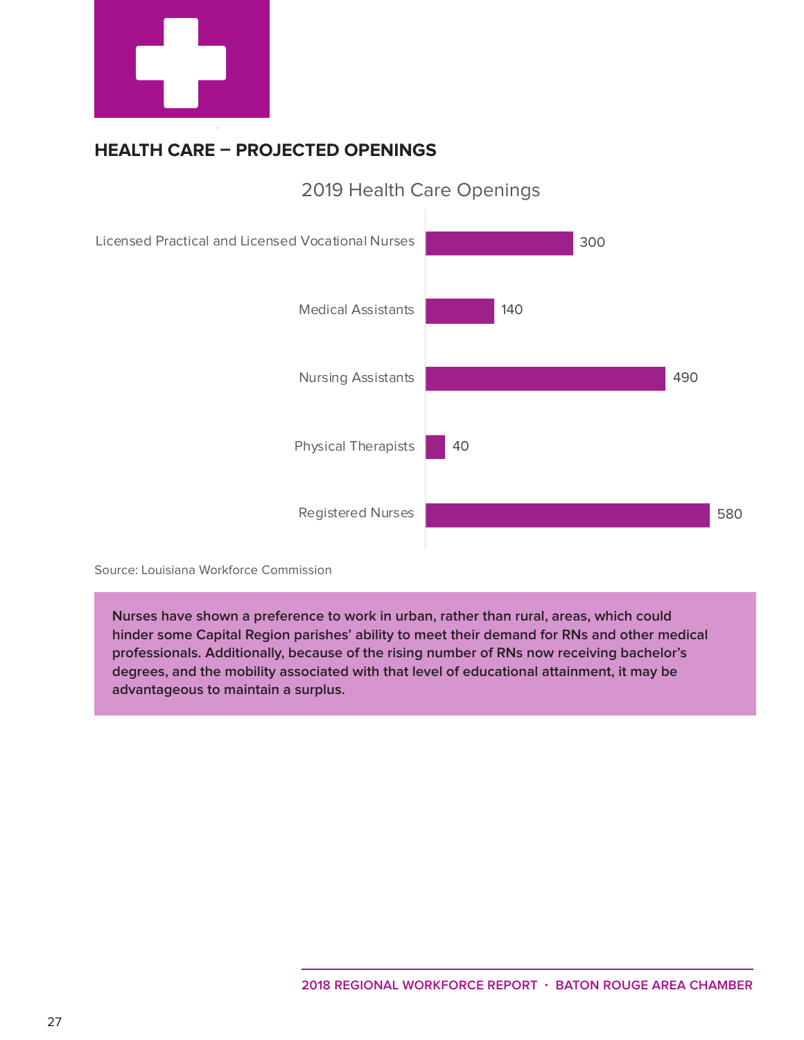## HEALTH CARE – PROJECTED OPENINGS

**2019 Health Care Openings**

| Occupation | Openings |
|---|---|
| Licensed Practical and Licensed Vocational Nurses | 300 |
| Medical Assistants | 140 |
| Nursing Assistants | 490 |
| Physical Therapists | 40 |
| Registered Nurses | 580 |

Source: Louisiana Workforce Commission

**Nurses have shown a preference to work in urban, rather than rural, areas, which could hinder some Capital Region parishes' ability to meet their demand for RNs and other medical professionals. Additionally, because of the rising number of RNs now receiving bachelor's degrees, and the mobility associated with that level of educational attainment, it may be advantageous to maintain a surplus.**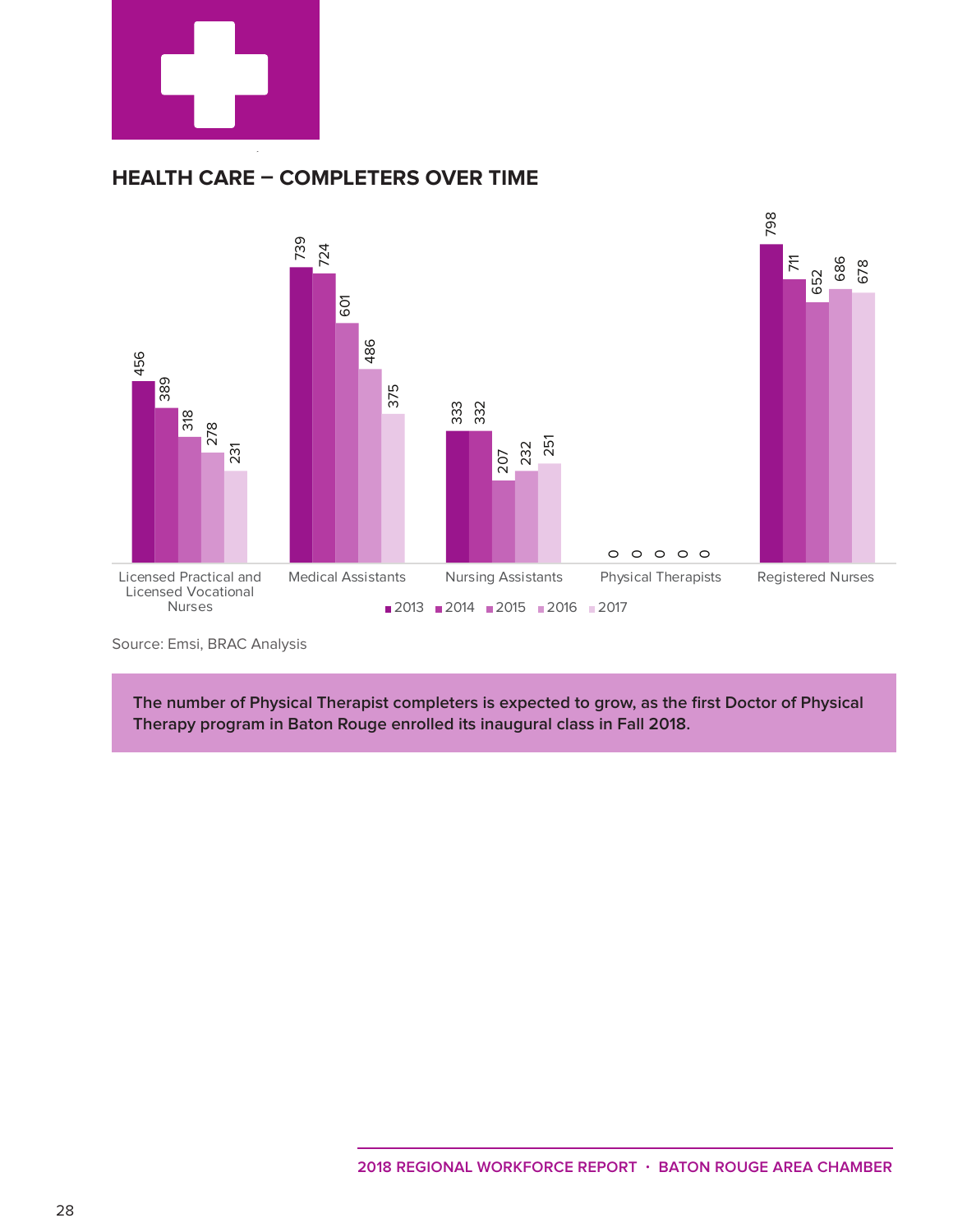## HEALTH CARE – COMPLETERS OVER TIME

| | 2013 | 2014 | 2015 | 2016 | 2017 |
|---|---|---|---|---|---|
| Licensed Practical and Licensed Vocational Nurses | 456 | 389 | 318 | 278 | 231 |
| Medical Assistants | 739 | 724 | 601 | 486 | 375 |
| Nursing Assistants | 333 | 332 | 207 | 232 | 251 |
| Physical Therapists | 0 | 0 | 0 | 0 | 0 |
| Registered Nurses | 798 | 711 | 652 | 686 | 678 |

Source: Emsi, BRAC Analysis

**The number of Physical Therapist completers is expected to grow, as the first Doctor of Physical Therapy program in Baton Rouge enrolled its inaugural class in Fall 2018.**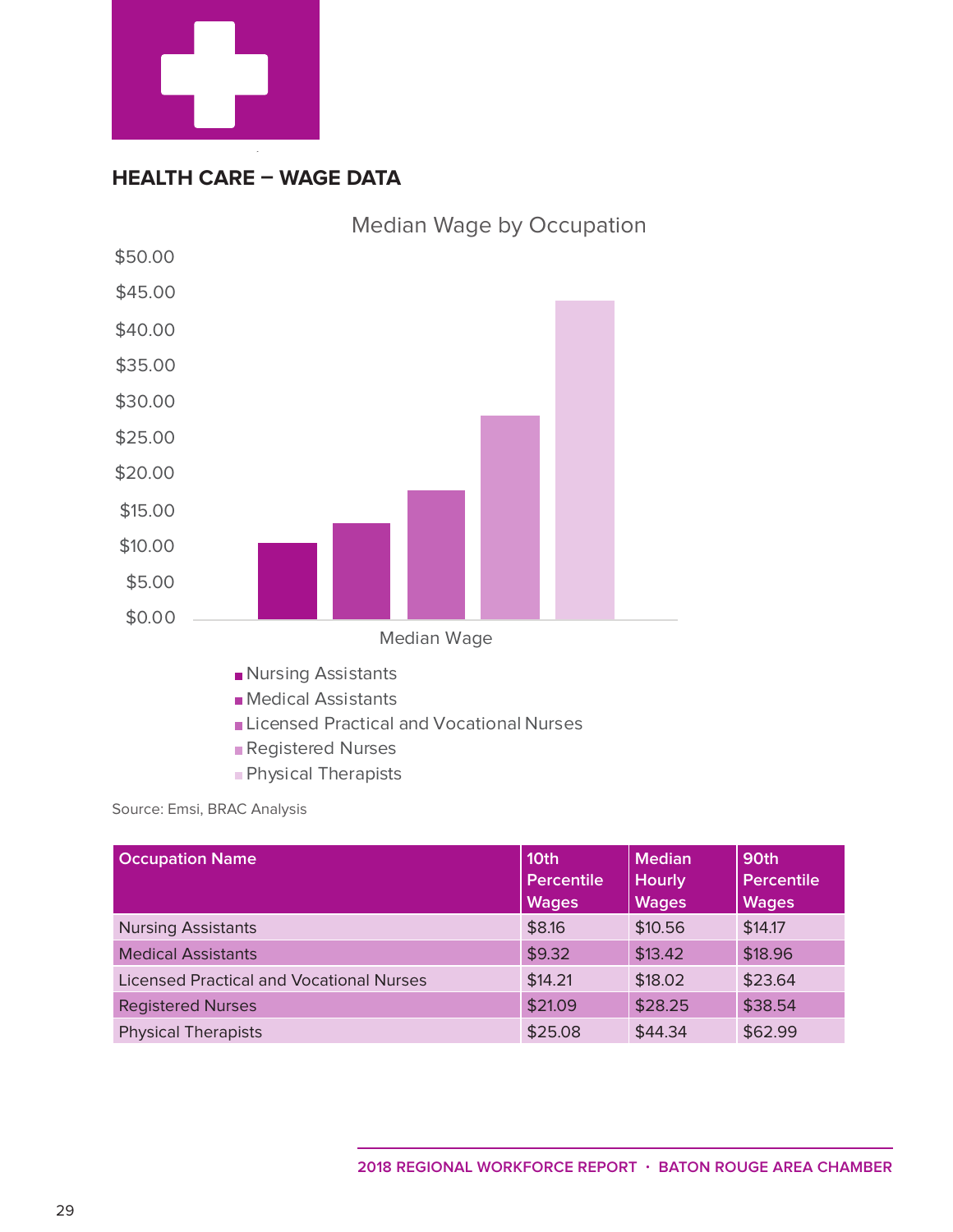## HEALTH CARE – WAGE DATA

Median Wage by Occupation

$50.00
$45.00
$40.00
$35.00
$30.00
$25.00
$20.00
$15.00
$10.00
$5.00
$0.00

Median Wage

- Nursing Assistants
- Medical Assistants
- Licensed Practical and Vocational Nurses
- Registered Nurses
- Physical Therapists

Source: Emsi, BRAC Analysis

| Occupation Name | 10th Percentile Wages | Median Hourly Wages | 90th Percentile Wages |
|---|---|---|---|
| Nursing Assistants | $8.16 | $10.56 | $14.17 |
| Medical Assistants | $9.32 | $13.42 | $18.96 |
| Licensed Practical and Vocational Nurses | $14.21 | $18.02 | $23.64 |
| Registered Nurses | $21.09 | $28.25 | $38.54 |
| Physical Therapists | $25.08 | $44.34 | $62.99 |